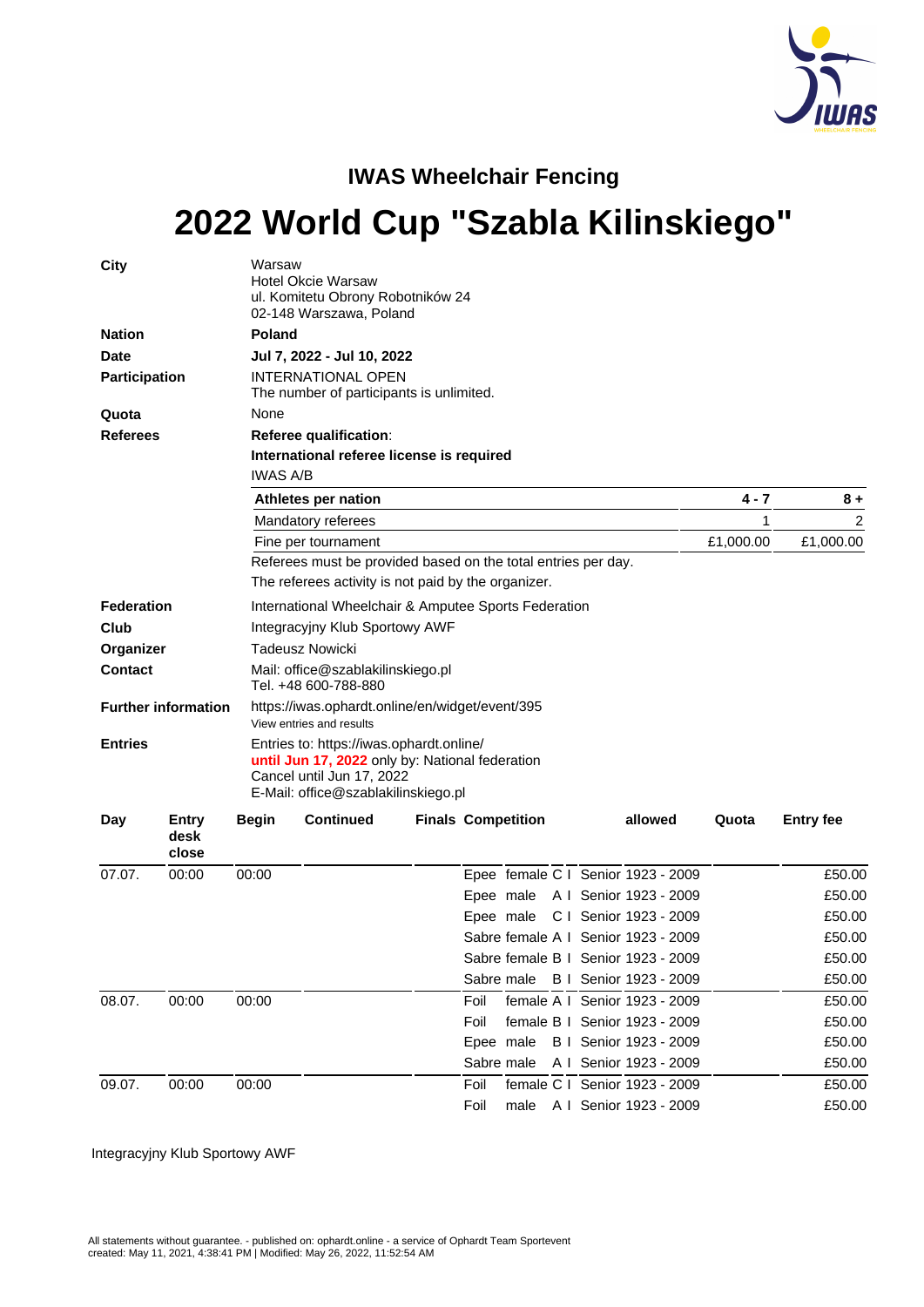## IWAS Wheelchair Fencing

# 2022 World Cup "Szabla Kilinskiego"

**City**
Warsaw
Hotel Okcie Warsaw
ul. Komitetu Obrony Robotników 24
02-148 Warszawa, Poland

**Nation** **Poland**

**Date** **Jul 7, 2022 - Jul 10, 2022**

**Participation**
INTERNATIONAL OPEN
The number of participants is unlimited.

**Quota** None

**Referees**
**Referee qualification**:
**International referee license is required**
IWAS A/B

| **Athletes per nation** | **4 - 7** | **8 +** |
|---|---|---|
| Mandatory referees | 1 | 2 |
| Fine per tournament | £1,000.00 | £1,000.00 |

Referees must be provided based on the total entries per day.
The referees activity is not paid by the organizer.

**Federation** International Wheelchair & Amputee Sports Federation

**Club** Integracyjny Klub Sportowy AWF

**Organizer** Tadeusz Nowicki

**Contact**
Mail: office@szablakilinskiego.pl
Tel. +48 600-788-880

**Further information**
https://iwas.ophardt.online/en/widget/event/395
View entries and results

**Entries**
Entries to: https://iwas.ophardt.online/
**until Jun 17, 2022** only by: National federation
Cancel until Jun 17, 2022
E-Mail: office@szablakilinskiego.pl

| Day | Entry desk close | Begin | Continued | Finals | Competition | allowed | Quota | Entry fee |
|---|---|---|---|---|---|---|---|---|
| 07.07. | 00:00 | 00:00 | | | Epee female C I Senior | 1923 - 2009 | | £50.00 |
| | | | | | Epee male A I Senior | 1923 - 2009 | | £50.00 |
| | | | | | Epee male C I Senior | 1923 - 2009 | | £50.00 |
| | | | | | Sabre female A I Senior | 1923 - 2009 | | £50.00 |
| | | | | | Sabre female B I Senior | 1923 - 2009 | | £50.00 |
| | | | | | Sabre male B I Senior | 1923 - 2009 | | £50.00 |
| 08.07. | 00:00 | 00:00 | | | Foil female A I Senior | 1923 - 2009 | | £50.00 |
| | | | | | Foil female B I Senior | 1923 - 2009 | | £50.00 |
| | | | | | Epee male B I Senior | 1923 - 2009 | | £50.00 |
| | | | | | Sabre male A I Senior | 1923 - 2009 | | £50.00 |
| 09.07. | 00:00 | 00:00 | | | Foil female C I Senior | 1923 - 2009 | | £50.00 |
| | | | | | Foil male A I Senior | 1923 - 2009 | | £50.00 |

Integracyjny Klub Sportowy AWF

All statements without guarantee. - published on: ophardt.online - a service of Ophardt Team Sportevent
created: May 11, 2021, 4:38:41 PM | Modified: May 26, 2022, 11:52:54 AM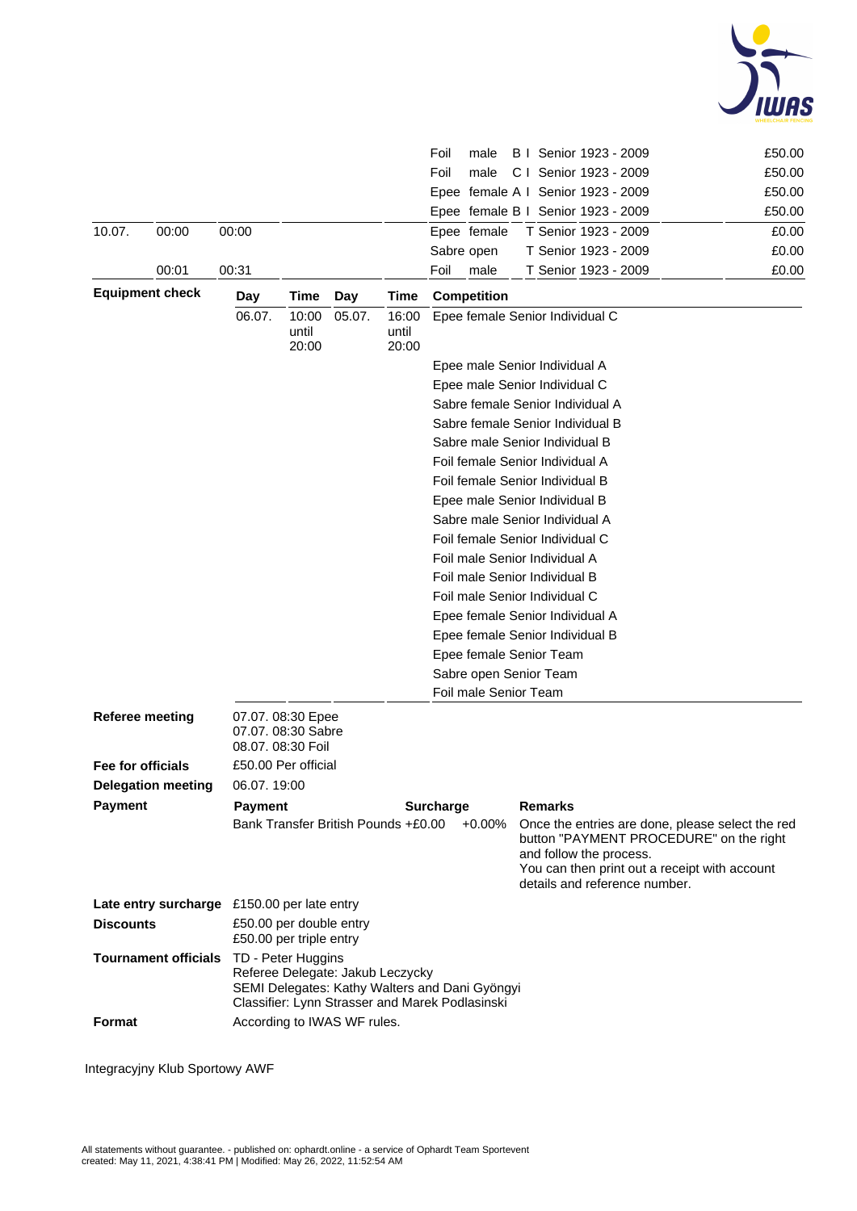| | | | | | | | |
|---|---|---|---|---|---|---|---|
| | | | | | | Foil male B I Senior 1923 - 2009 | £50.00 |
| | | | | | | Foil male C I Senior 1923 - 2009 | £50.00 |
| | | | | | | Epee female A I Senior 1923 - 2009 | £50.00 |
| | | | | | | Epee female B I Senior 1923 - 2009 | £50.00 |
| 10.07. | 00:00 | 00:00 | | | | Epee female T Senior 1923 - 2009 | £0.00 |
| | | | | | | Sabre open T Senior 1923 - 2009 | £0.00 |
| | 00:01 | 00:31 | | | | Foil male T Senior 1923 - 2009 | £0.00 |

| **Equipment check** | **Day** | **Time** | **Day** | **Time** | **Competition** |
|---|---|---|---|---|---|
| | 06.07. | 10:00 until 20:00 | 05.07. | 16:00 until 20:00 | Epee female Senior Individual C |
| | | | | | Epee male Senior Individual A |
| | | | | | Epee male Senior Individual C |
| | | | | | Sabre female Senior Individual A |
| | | | | | Sabre female Senior Individual B |
| | | | | | Sabre male Senior Individual B |
| | | | | | Foil female Senior Individual A |
| | | | | | Foil female Senior Individual B |
| | | | | | Epee male Senior Individual B |
| | | | | | Sabre male Senior Individual A |
| | | | | | Foil female Senior Individual C |
| | | | | | Foil male Senior Individual A |
| | | | | | Foil male Senior Individual B |
| | | | | | Foil male Senior Individual C |
| | | | | | Epee female Senior Individual A |
| | | | | | Epee female Senior Individual B |
| | | | | | Epee female Senior Team |
| | | | | | Sabre open Senior Team |
| | | | | | Foil male Senior Team |

**Referee meeting**
07.07. 08:30 Epee
07.07. 08:30 Sabre
08.07. 08:30 Foil

**Fee for officials** £50.00 Per official

**Delegation meeting** 06.07. 19:00

**Payment**

| **Payment** | | **Surcharge** | **Remarks** |
|---|---|---|---|
| Bank Transfer British Pounds | +£0.00 | +0.00% | Once the entries are done, please select the red button "PAYMENT PROCEDURE" on the right and follow the process. You can then print out a receipt with account details and reference number. |

**Late entry surcharge** £150.00 per late entry

**Discounts**
£50.00 per double entry
£50.00 per triple entry

**Tournament officials**
TD - Peter Huggins
Referee Delegate: Jakub Leczycky
SEMI Delegates: Kathy Walters and Dani Gyöngyi
Classifier: Lynn Strasser and Marek Podlasinski

**Format** According to IWAS WF rules.

Integracyjny Klub Sportowy AWF

All statements without guarantee. - published on: ophardt.online - a service of Ophardt Team Sportevent
created: May 11, 2021, 4:38:41 PM | Modified: May 26, 2022, 11:52:54 AM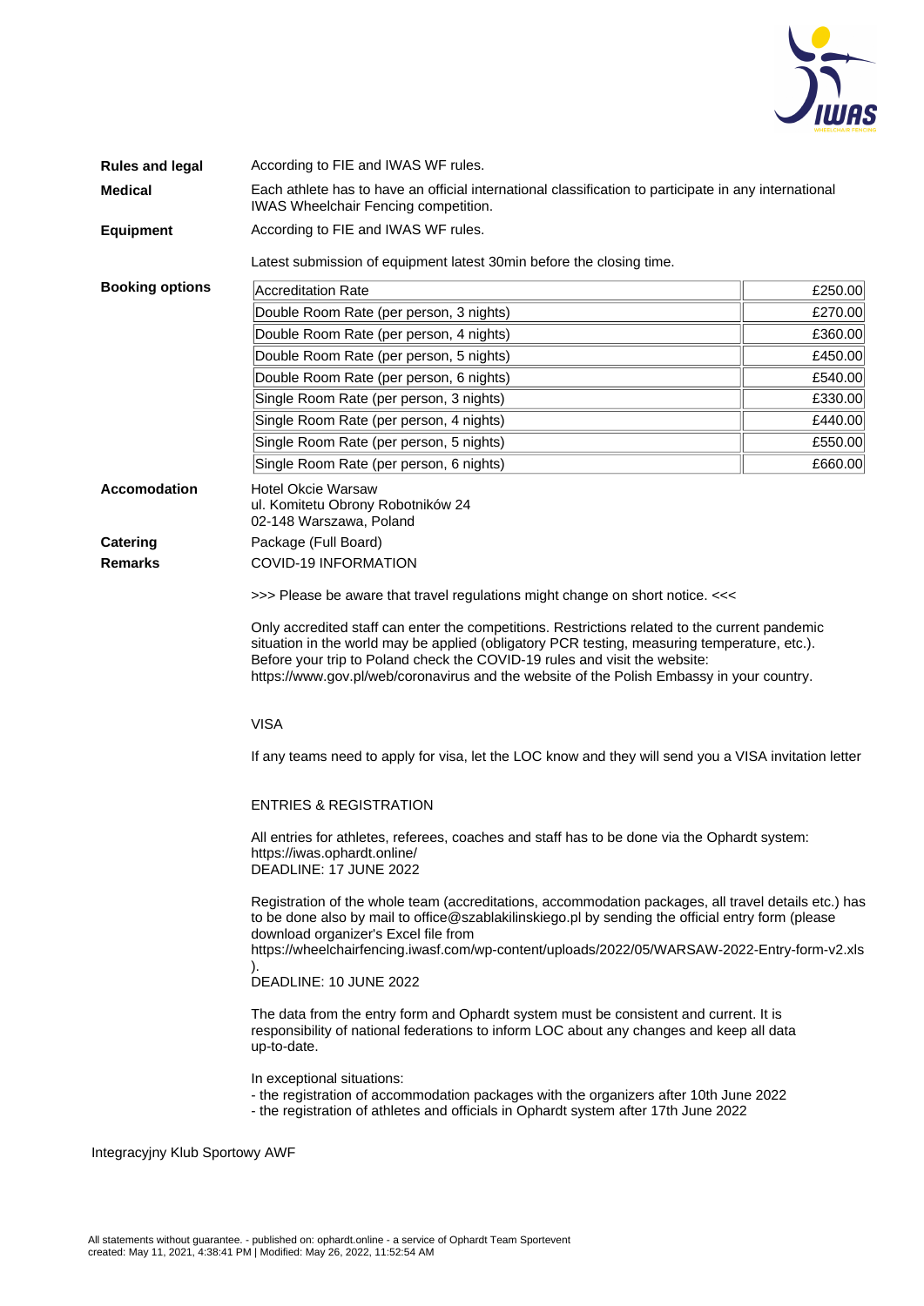**Rules and legal** According to FIE and IWAS WF rules.

**Medical** Each athlete has to have an official international classification to participate in any international IWAS Wheelchair Fencing competition.

**Equipment** According to FIE and IWAS WF rules.

Latest submission of equipment latest 30min before the closing time.

**Booking options**

| | |
|---|---:|
| Accreditation Rate | £250.00 |
| Double Room Rate (per person, 3 nights) | £270.00 |
| Double Room Rate (per person, 4 nights) | £360.00 |
| Double Room Rate (per person, 5 nights) | £450.00 |
| Double Room Rate (per person, 6 nights) | £540.00 |
| Single Room Rate (per person, 3 nights) | £330.00 |
| Single Room Rate (per person, 4 nights) | £440.00 |
| Single Room Rate (per person, 5 nights) | £550.00 |
| Single Room Rate (per person, 6 nights) | £660.00 |

**Accomodation** Hotel Okcie Warsaw
ul. Komitetu Obrony Robotników 24
02-148 Warszawa, Poland

**Catering** Package (Full Board)

**Remarks** COVID-19 INFORMATION

>>> Please be aware that travel regulations might change on short notice. <<<

Only accredited staff can enter the competitions. Restrictions related to the current pandemic situation in the world may be applied (obligatory PCR testing, measuring temperature, etc.). Before your trip to Poland check the COVID-19 rules and visit the website: https://www.gov.pl/web/coronavirus and the website of the Polish Embassy in your country.

VISA

If any teams need to apply for visa, let the LOC know and they will send you a VISA invitation letter

ENTRIES & REGISTRATION

All entries for athletes, referees, coaches and staff has to be done via the Ophardt system: https://iwas.ophardt.online/
DEADLINE: 17 JUNE 2022

Registration of the whole team (accreditations, accommodation packages, all travel details etc.) has to be done also by mail to office@szablakilinskiego.pl by sending the official entry form (please download organizer's Excel file from https://wheelchairfencing.iwasf.com/wp-content/uploads/2022/05/WARSAW-2022-Entry-form-v2.xls ).
DEADLINE: 10 JUNE 2022

The data from the entry form and Ophardt system must be consistent and current. It is responsibility of national federations to inform LOC about any changes and keep all data up-to-date.

In exceptional situations:
- the registration of accommodation packages with the organizers after 10th June 2022
- the registration of athletes and officials in Ophardt system after 17th June 2022

Integracyjny Klub Sportowy AWF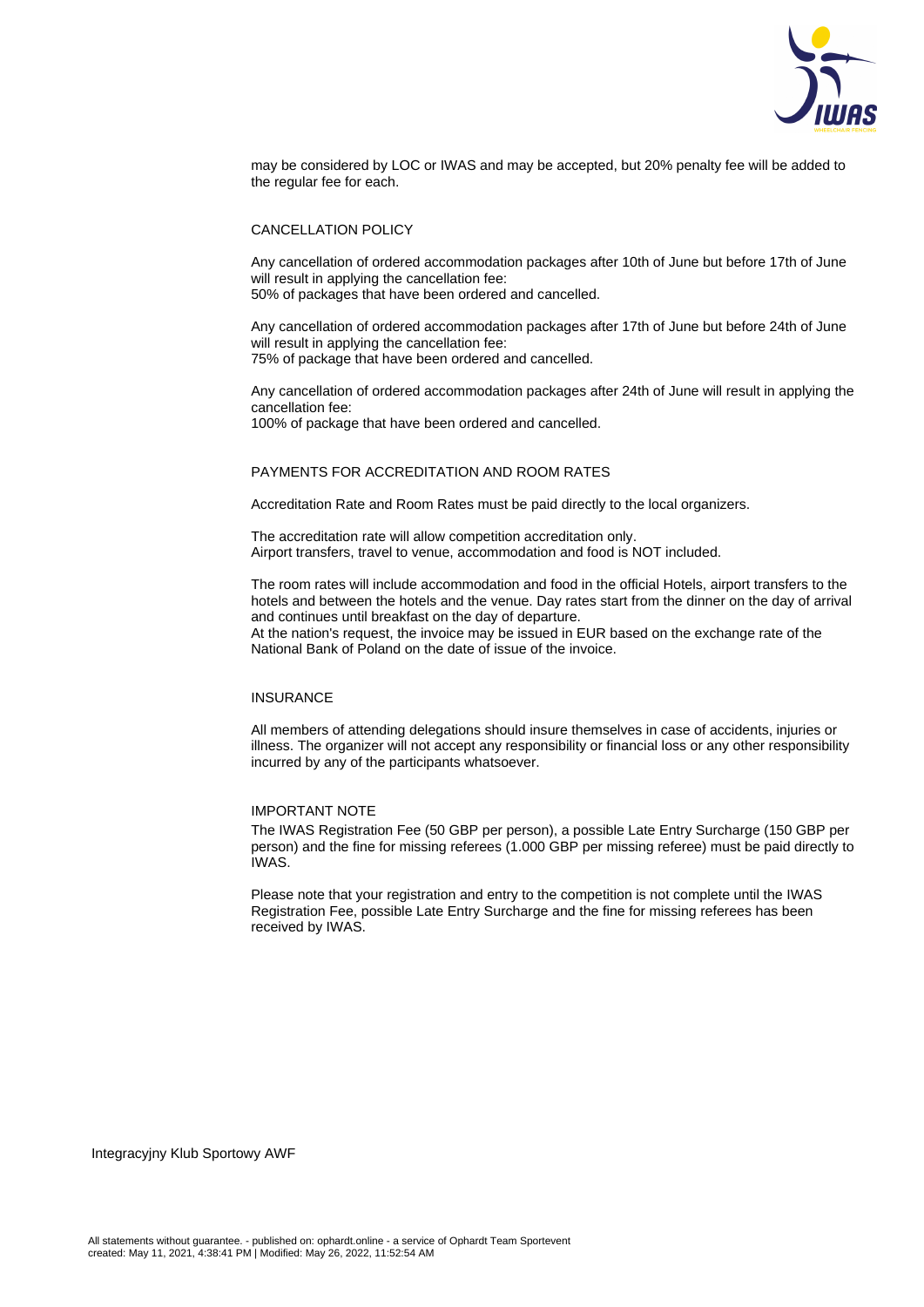may be considered by LOC or IWAS and may be accepted, but 20% penalty fee will be added to the regular fee for each.

## CANCELLATION POLICY

Any cancellation of ordered accommodation packages after 10th of June but before 17th of June will result in applying the cancellation fee:
50% of packages that have been ordered and cancelled.

Any cancellation of ordered accommodation packages after 17th of June but before 24th of June will result in applying the cancellation fee:
75% of package that have been ordered and cancelled.

Any cancellation of ordered accommodation packages after 24th of June will result in applying the cancellation fee:
100% of package that have been ordered and cancelled.

## PAYMENTS FOR ACCREDITATION AND ROOM RATES

Accreditation Rate and Room Rates must be paid directly to the local organizers.

The accreditation rate will allow competition accreditation only.
Airport transfers, travel to venue, accommodation and food is NOT included.

The room rates will include accommodation and food in the official Hotels, airport transfers to the hotels and between the hotels and the venue. Day rates start from the dinner on the day of arrival and continues until breakfast on the day of departure.
At the nation's request, the invoice may be issued in EUR based on the exchange rate of the National Bank of Poland on the date of issue of the invoice.

## INSURANCE

All members of attending delegations should insure themselves in case of accidents, injuries or illness. The organizer will not accept any responsibility or financial loss or any other responsibility incurred by any of the participants whatsoever.

## IMPORTANT NOTE

The IWAS Registration Fee (50 GBP per person), a possible Late Entry Surcharge (150 GBP per person) and the fine for missing referees (1.000 GBP per missing referee) must be paid directly to IWAS.

Please note that your registration and entry to the competition is not complete until the IWAS Registration Fee, possible Late Entry Surcharge and the fine for missing referees has been received by IWAS.

Integracyjny Klub Sportowy AWF